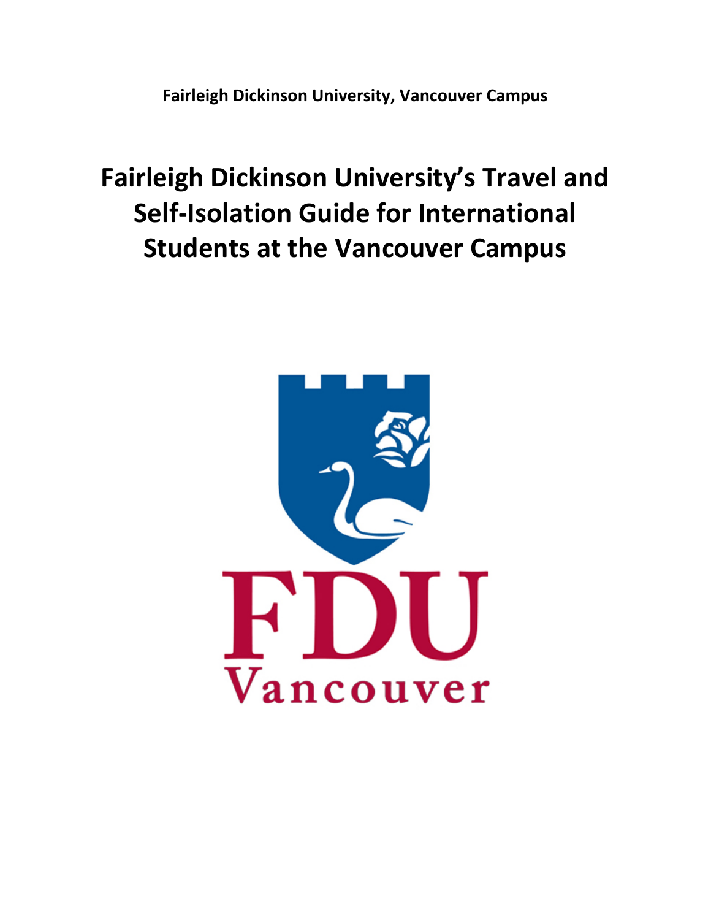**Fairleigh Dickinson University, Vancouver Campus**

# Fairleigh Dickinson University's Travel and Self-Isolation Guide for International Students at the Vancouver Campus

FDU
Vancouver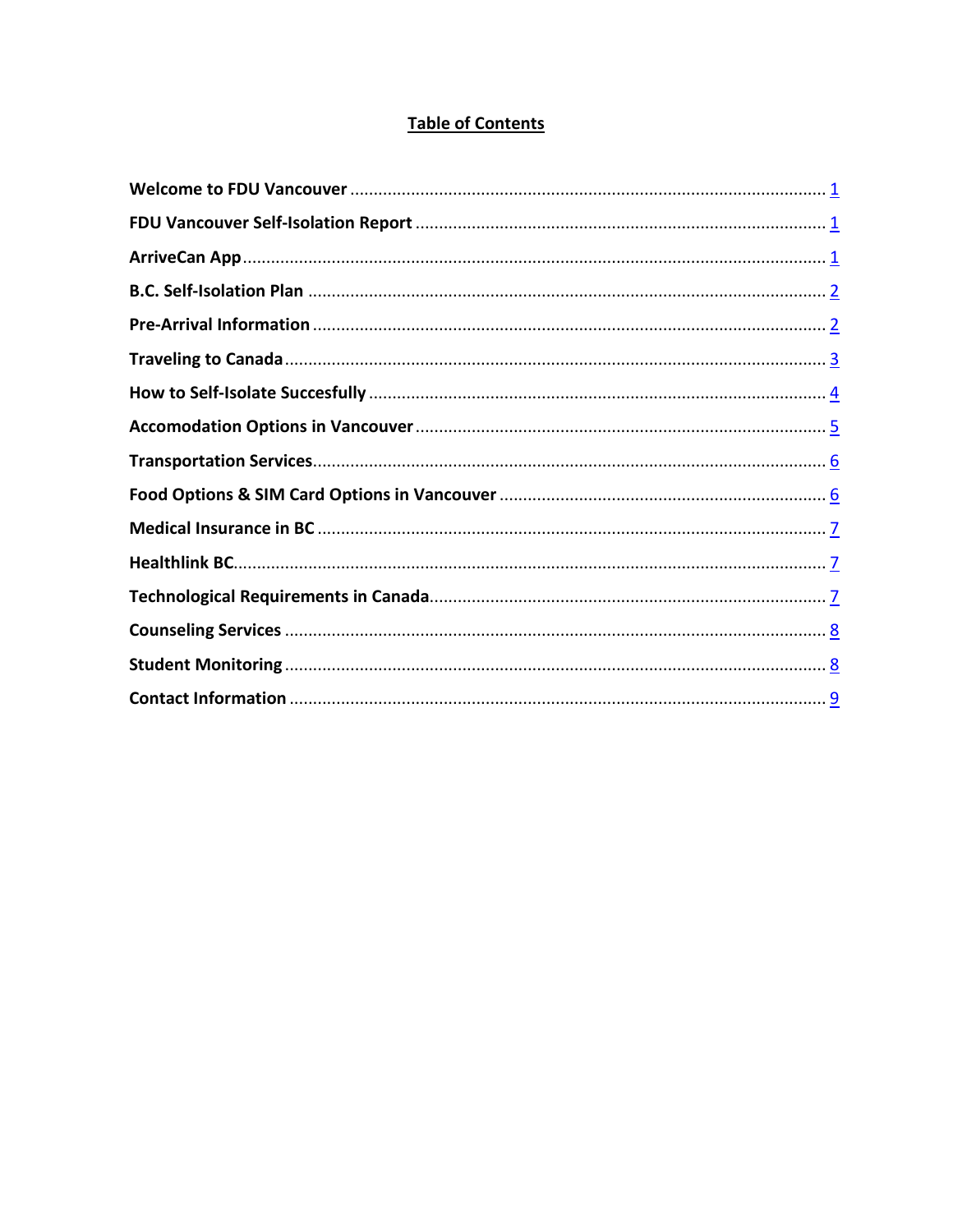# Table of Contents

**Welcome to FDU Vancouver** .................................................................................................... 1

**FDU Vancouver Self-Isolation Report** ...................................................................................... 1

**ArriveCan App** ........................................................................................................................... 1

**B.C. Self-Isolation Plan** ............................................................................................................. 2

**Pre-Arrival Information** ............................................................................................................ 2

**Traveling to Canada** .................................................................................................................. 3

**How to Self-Isolate Succesfully** ................................................................................................ 4

**Accomodation Options in Vancouver** ...................................................................................... 5

**Transportation Services** ............................................................................................................ 6

**Food Options & SIM Card Options in Vancouver** .................................................................... 6

**Medical Insurance in BC** ........................................................................................................... 7

**Healthlink BC** ............................................................................................................................ 7

**Technological Requirements in Canada** ................................................................................... 7

**Counseling Services** .................................................................................................................. 8

**Student Monitoring** .................................................................................................................. 8

**Contact Information** ................................................................................................................. 9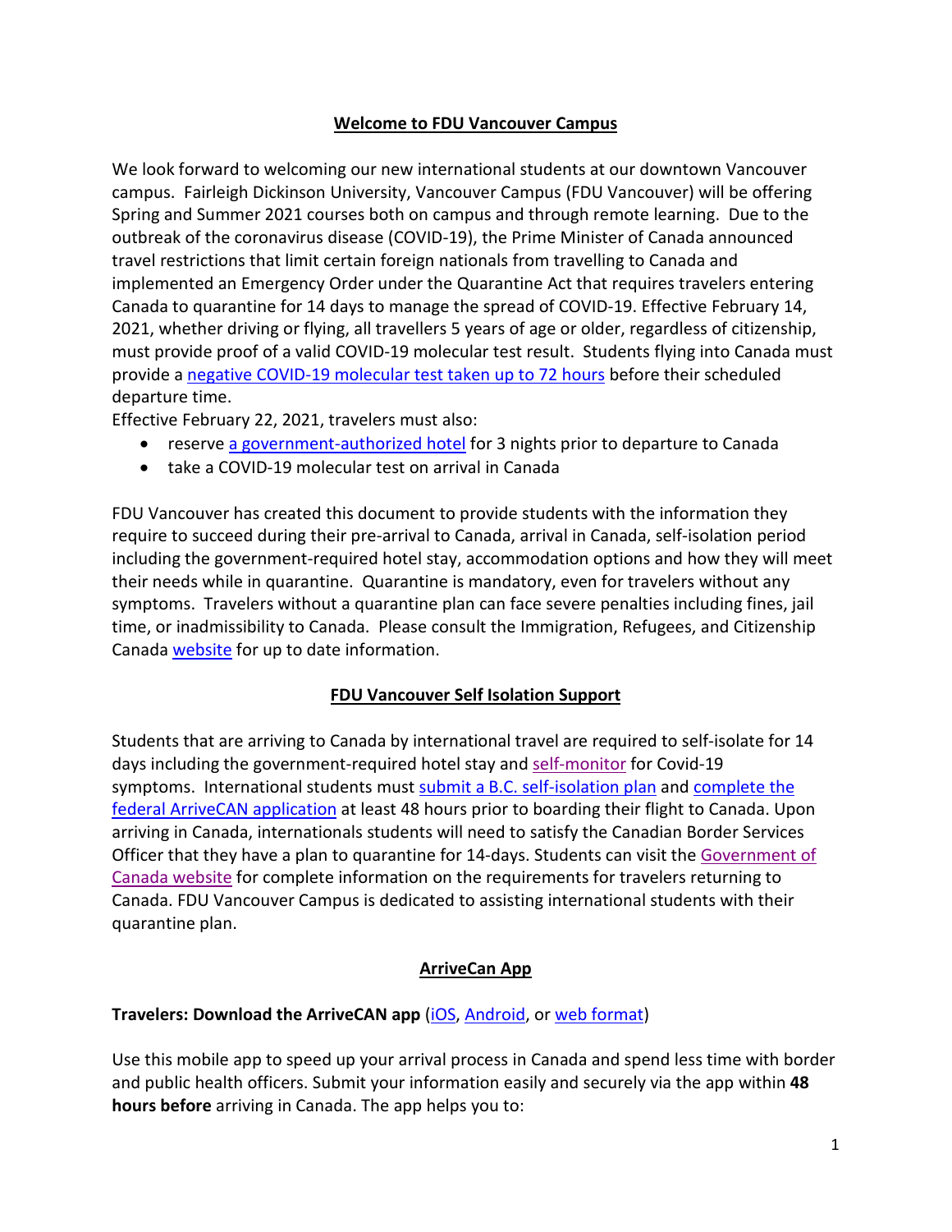## Welcome to FDU Vancouver Campus

We look forward to welcoming our new international students at our downtown Vancouver campus. Fairleigh Dickinson University, Vancouver Campus (FDU Vancouver) will be offering Spring and Summer 2021 courses both on campus and through remote learning. Due to the outbreak of the coronavirus disease (COVID-19), the Prime Minister of Canada announced travel restrictions that limit certain foreign nationals from travelling to Canada and implemented an Emergency Order under the Quarantine Act that requires travelers entering Canada to quarantine for 14 days to manage the spread of COVID-19. Effective February 14, 2021, whether driving or flying, all travellers 5 years of age or older, regardless of citizenship, must provide proof of a valid COVID-19 molecular test result. Students flying into Canada must provide a negative COVID-19 molecular test taken up to 72 hours before their scheduled departure time.

Effective February 22, 2021, travelers must also:

- reserve a government-authorized hotel for 3 nights prior to departure to Canada
- take a COVID-19 molecular test on arrival in Canada

FDU Vancouver has created this document to provide students with the information they require to succeed during their pre-arrival to Canada, arrival in Canada, self-isolation period including the government-required hotel stay, accommodation options and how they will meet their needs while in quarantine. Quarantine is mandatory, even for travelers without any symptoms. Travelers without a quarantine plan can face severe penalties including fines, jail time, or inadmissibility to Canada. Please consult the Immigration, Refugees, and Citizenship Canada website for up to date information.

## FDU Vancouver Self Isolation Support

Students that are arriving to Canada by international travel are required to self-isolate for 14 days including the government-required hotel stay and self-monitor for Covid-19 symptoms. International students must submit a B.C. self-isolation plan and complete the federal ArriveCAN application at least 48 hours prior to boarding their flight to Canada. Upon arriving in Canada, internationals students will need to satisfy the Canadian Border Services Officer that they have a plan to quarantine for 14-days. Students can visit the Government of Canada website for complete information on the requirements for travelers returning to Canada. FDU Vancouver Campus is dedicated to assisting international students with their quarantine plan.

## ArriveCan App

**Travelers: Download the ArriveCAN app** (iOS, Android, or web format)

Use this mobile app to speed up your arrival process in Canada and spend less time with border and public health officers. Submit your information easily and securely via the app within **48 hours before** arriving in Canada. The app helps you to: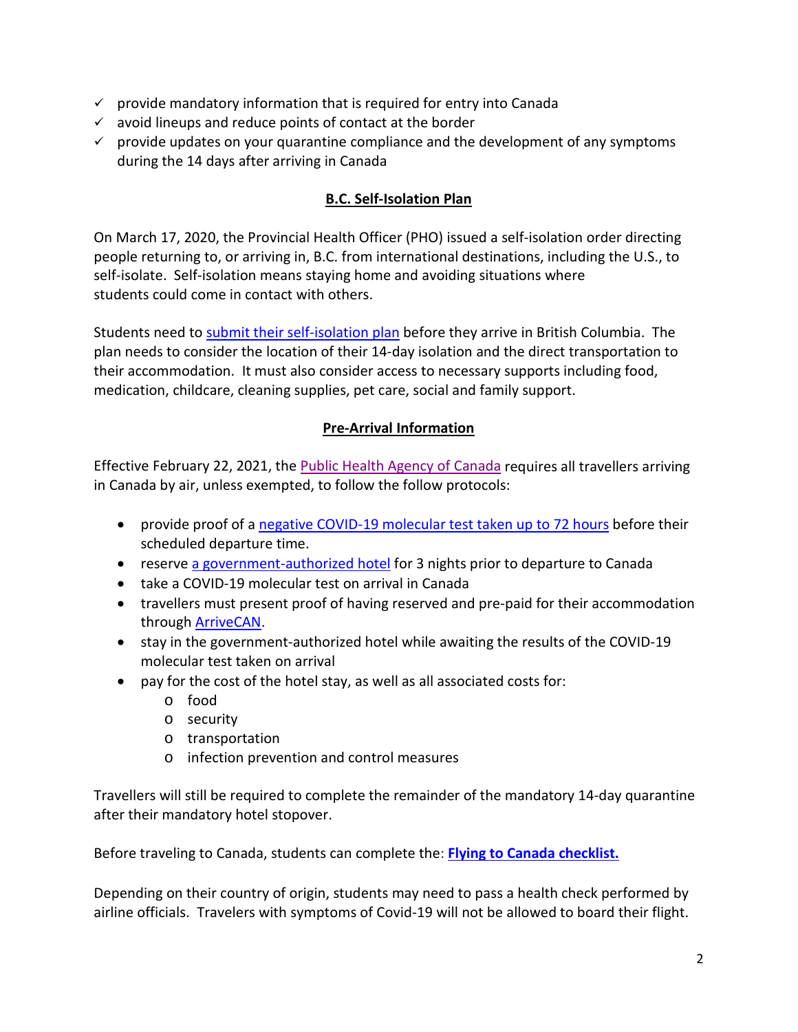- ✓ provide mandatory information that is required for entry into Canada
- ✓ avoid lineups and reduce points of contact at the border
- ✓ provide updates on your quarantine compliance and the development of any symptoms during the 14 days after arriving in Canada

## **B.C. Self-Isolation Plan**

On March 17, 2020, the Provincial Health Officer (PHO) issued a self-isolation order directing people returning to, or arriving in, B.C. from international destinations, including the U.S., to self-isolate. Self-isolation means staying home and avoiding situations where students could come in contact with others.

Students need to submit their self-isolation plan before they arrive in British Columbia. The plan needs to consider the location of their 14-day isolation and the direct transportation to their accommodation. It must also consider access to necessary supports including food, medication, childcare, cleaning supplies, pet care, social and family support.

## **Pre-Arrival Information**

Effective February 22, 2021, the Public Health Agency of Canada requires all travellers arriving in Canada by air, unless exempted, to follow the follow protocols:

- provide proof of a negative COVID-19 molecular test taken up to 72 hours before their scheduled departure time.
- reserve a government-authorized hotel for 3 nights prior to departure to Canada
- take a COVID-19 molecular test on arrival in Canada
- travellers must present proof of having reserved and pre-paid for their accommodation through ArriveCAN.
- stay in the government-authorized hotel while awaiting the results of the COVID-19 molecular test taken on arrival
- pay for the cost of the hotel stay, as well as all associated costs for:
  - food
  - security
  - transportation
  - infection prevention and control measures

Travellers will still be required to complete the remainder of the mandatory 14-day quarantine after their mandatory hotel stopover.

Before traveling to Canada, students can complete the: **Flying to Canada checklist.**

Depending on their country of origin, students may need to pass a health check performed by airline officials. Travelers with symptoms of Covid-19 will not be allowed to board their flight.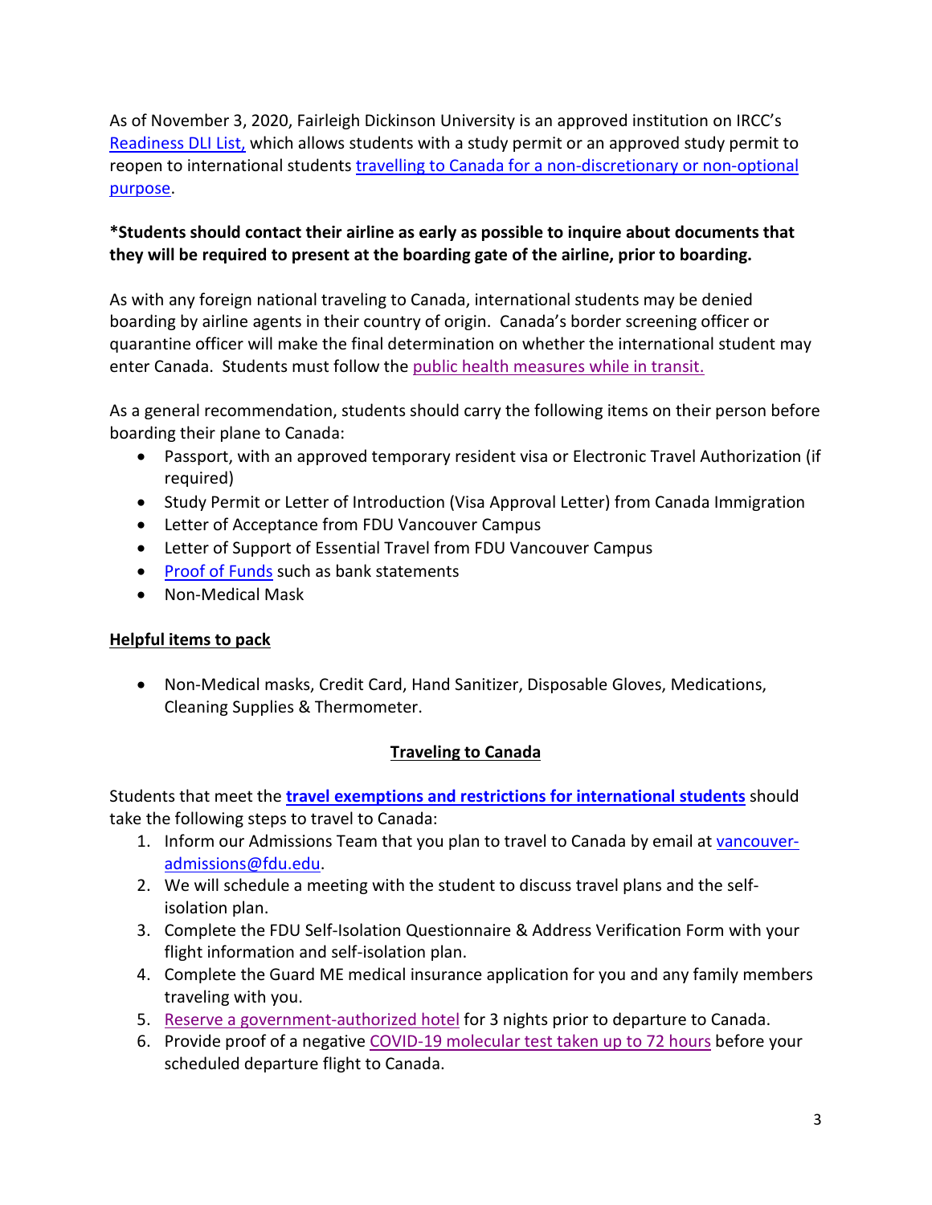As of November 3, 2020, Fairleigh Dickinson University is an approved institution on IRCC's Readiness DLI List, which allows students with a study permit or an approved study permit to reopen to international students travelling to Canada for a non-discretionary or non-optional purpose.

**\*Students should contact their airline as early as possible to inquire about documents that they will be required to present at the boarding gate of the airline, prior to boarding.**

As with any foreign national traveling to Canada, international students may be denied boarding by airline agents in their country of origin. Canada's border screening officer or quarantine officer will make the final determination on whether the international student may enter Canada. Students must follow the public health measures while in transit.

As a general recommendation, students should carry the following items on their person before boarding their plane to Canada:

- Passport, with an approved temporary resident visa or Electronic Travel Authorization (if required)
- Study Permit or Letter of Introduction (Visa Approval Letter) from Canada Immigration
- Letter of Acceptance from FDU Vancouver Campus
- Letter of Support of Essential Travel from FDU Vancouver Campus
- Proof of Funds such as bank statements
- Non-Medical Mask

**Helpful items to pack**

- Non-Medical masks, Credit Card, Hand Sanitizer, Disposable Gloves, Medications, Cleaning Supplies & Thermometer.

## Traveling to Canada

Students that meet the **travel exemptions and restrictions for international students** should take the following steps to travel to Canada:

1. Inform our Admissions Team that you plan to travel to Canada by email at vancouver-admissions@fdu.edu.
2. We will schedule a meeting with the student to discuss travel plans and the self-isolation plan.
3. Complete the FDU Self-Isolation Questionnaire & Address Verification Form with your flight information and self-isolation plan.
4. Complete the Guard ME medical insurance application for you and any family members traveling with you.
5. Reserve a government-authorized hotel for 3 nights prior to departure to Canada.
6. Provide proof of a negative COVID-19 molecular test taken up to 72 hours before your scheduled departure flight to Canada.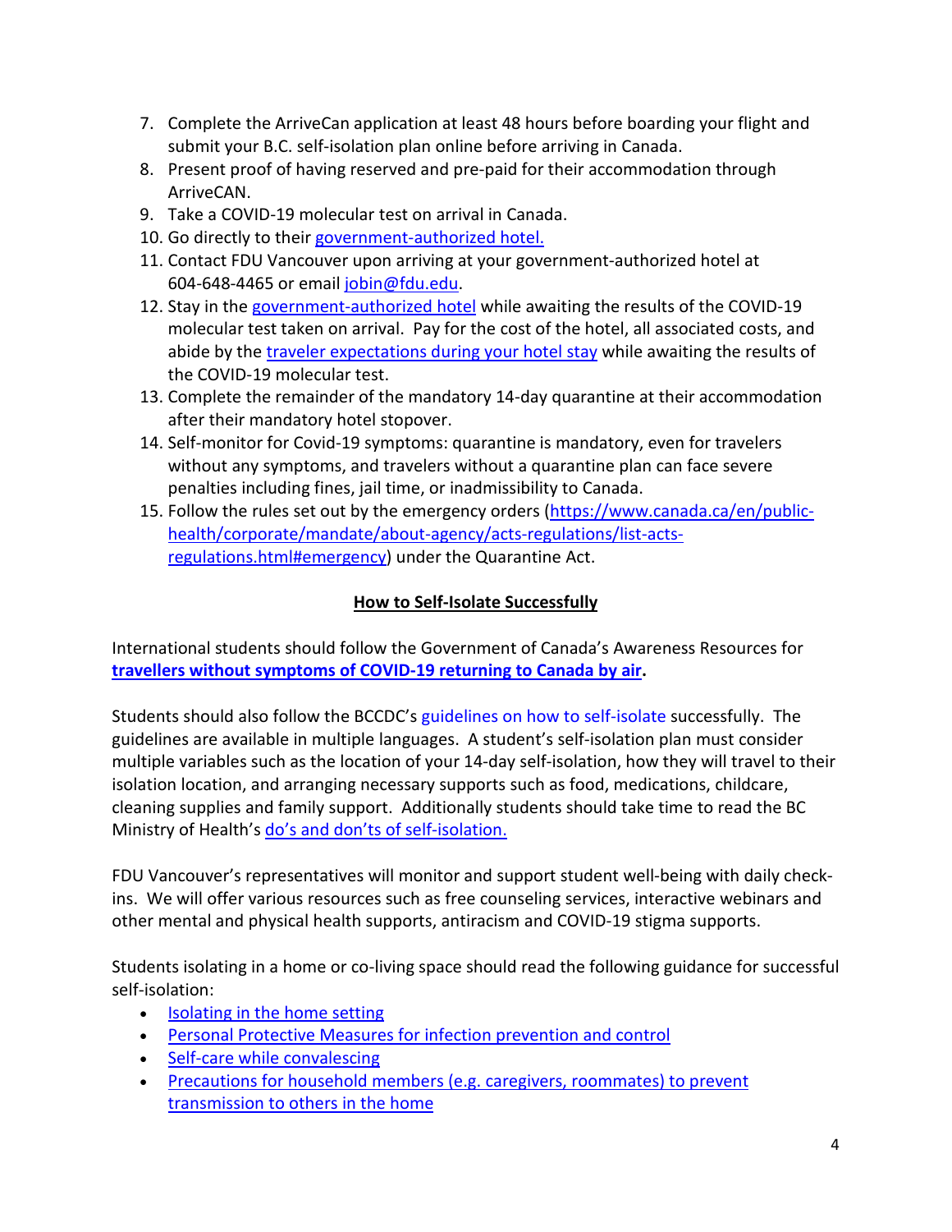7. Complete the ArriveCan application at least 48 hours before boarding your flight and submit your B.C. self-isolation plan online before arriving in Canada.
8. Present proof of having reserved and pre-paid for their accommodation through ArriveCAN.
9. Take a COVID-19 molecular test on arrival in Canada.
10. Go directly to their [government-authorized hotel.]()
11. Contact FDU Vancouver upon arriving at your government-authorized hotel at 604-648-4465 or email [jobin@fdu.edu](mailto:jobin@fdu.edu).
12. Stay in the [government-authorized hotel]() while awaiting the results of the COVID-19 molecular test taken on arrival. Pay for the cost of the hotel, all associated costs, and abide by the [traveler expectations during your hotel stay]() while awaiting the results of the COVID-19 molecular test.
13. Complete the remainder of the mandatory 14-day quarantine at their accommodation after their mandatory hotel stopover.
14. Self-monitor for Covid-19 symptoms: quarantine is mandatory, even for travelers without any symptoms, and travelers without a quarantine plan can face severe penalties including fines, jail time, or inadmissibility to Canada.
15. Follow the rules set out by the emergency orders ([https://www.canada.ca/en/public-health/corporate/mandate/about-agency/acts-regulations/list-acts-regulations.html#emergency](https://www.canada.ca/en/public-health/corporate/mandate/about-agency/acts-regulations/list-acts-regulations.html#emergency)) under the Quarantine Act.

## How to Self-Isolate Successfully

International students should follow the Government of Canada's Awareness Resources for **[travellers without symptoms of COVID-19 returning to Canada by air]()**.

Students should also follow the BCCDC's guidelines on how to self-isolate successfully. The guidelines are available in multiple languages. A student's self-isolation plan must consider multiple variables such as the location of your 14-day self-isolation, how they will travel to their isolation location, and arranging necessary supports such as food, medications, childcare, cleaning supplies and family support. Additionally students should take time to read the BC Ministry of Health's [do's and don'ts of self-isolation.]()

FDU Vancouver's representatives will monitor and support student well-being with daily check-ins. We will offer various resources such as free counseling services, interactive webinars and other mental and physical health supports, antiracism and COVID-19 stigma supports.

Students isolating in a home or co-living space should read the following guidance for successful self-isolation:

- [Isolating in the home setting]()
- [Personal Protective Measures for infection prevention and control]()
- [Self-care while convalescing]()
- [Precautions for household members (e.g. caregivers, roommates) to prevent transmission to others in the home]()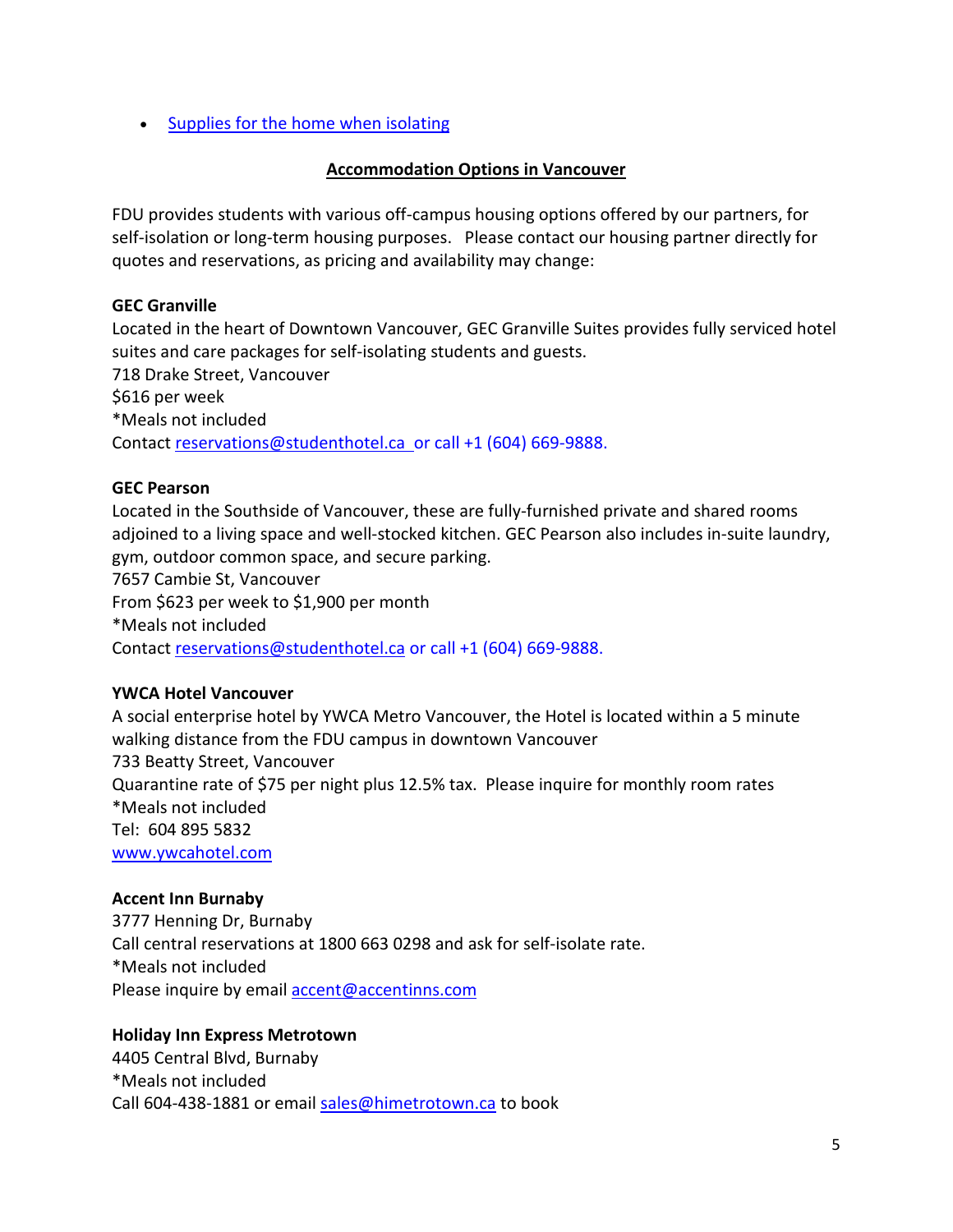- [Supplies for the home when isolating]()

## Accommodation Options in Vancouver

FDU provides students with various off-campus housing options offered by our partners, for self-isolation or long-term housing purposes. Please contact our housing partner directly for quotes and reservations, as pricing and availability may change:

**GEC Granville**

Located in the heart of Downtown Vancouver, GEC Granville Suites provides fully serviced hotel suites and care packages for self-isolating students and guests.
718 Drake Street, Vancouver
$616 per week
*Meals not included
Contact reservations@studenthotel.ca or call +1 (604) 669-9888.

**GEC Pearson**

Located in the Southside of Vancouver, these are fully-furnished private and shared rooms adjoined to a living space and well-stocked kitchen. GEC Pearson also includes in-suite laundry, gym, outdoor common space, and secure parking.
7657 Cambie St, Vancouver
From $623 per week to $1,900 per month
*Meals not included
Contact reservations@studenthotel.ca or call +1 (604) 669-9888.

**YWCA Hotel Vancouver**

A social enterprise hotel by YWCA Metro Vancouver, the Hotel is located within a 5 minute walking distance from the FDU campus in downtown Vancouver
733 Beatty Street, Vancouver
Quarantine rate of $75 per night plus 12.5% tax. Please inquire for monthly room rates
*Meals not included
Tel: 604 895 5832
www.ywcahotel.com

**Accent Inn Burnaby**

3777 Henning Dr, Burnaby
Call central reservations at 1800 663 0298 and ask for self-isolate rate.
*Meals not included
Please inquire by email accent@accentinns.com

**Holiday Inn Express Metrotown**

4405 Central Blvd, Burnaby
*Meals not included
Call 604-438-1881 or email sales@himetrotown.ca to book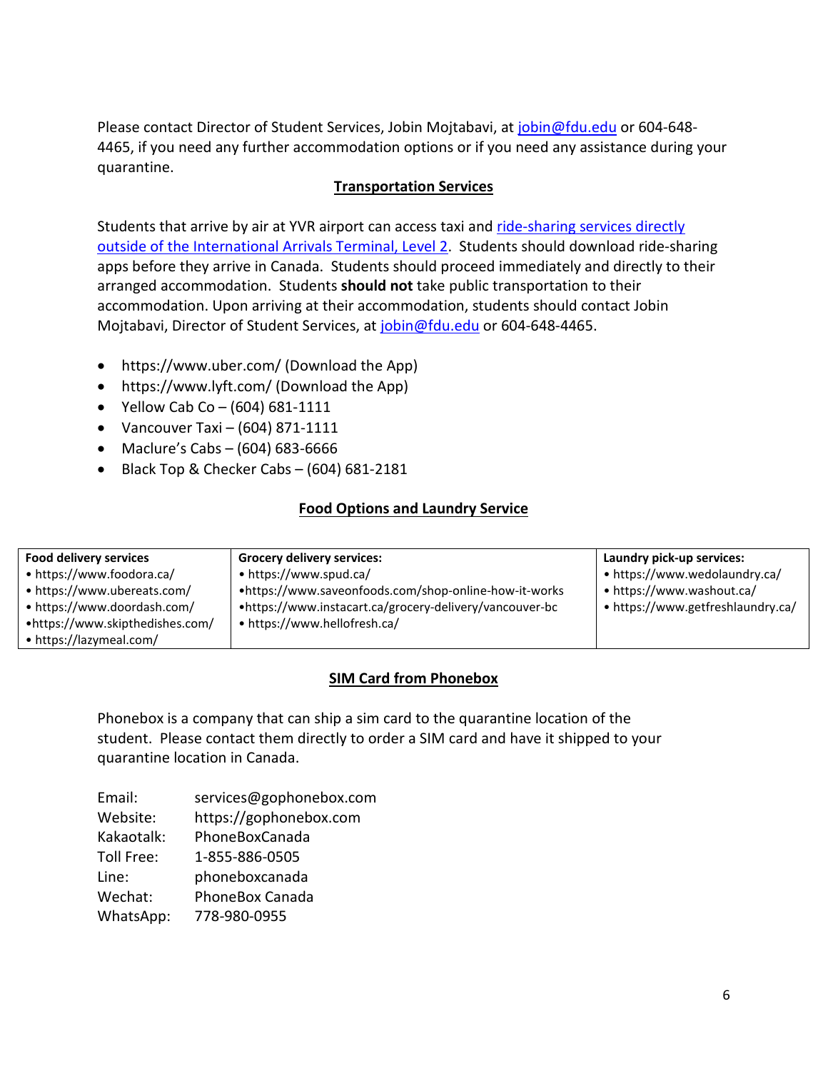Please contact Director of Student Services, Jobin Mojtabavi, at [jobin@fdu.edu](mailto:jobin@fdu.edu) or 604-648-4465, if you need any further accommodation options or if you need any assistance during your quarantine.

## Transportation Services

Students that arrive by air at YVR airport can access taxi and [ride-sharing services directly outside of the International Arrivals Terminal, Level 2](). Students should download ride-sharing apps before they arrive in Canada. Students should proceed immediately and directly to their arranged accommodation. Students **should not** take public transportation to their accommodation. Upon arriving at their accommodation, students should contact Jobin Mojtabavi, Director of Student Services, at [jobin@fdu.edu](mailto:jobin@fdu.edu) or 604-648-4465.

- https://www.uber.com/ (Download the App)
- https://www.lyft.com/ (Download the App)
- Yellow Cab Co – (604) 681-1111
- Vancouver Taxi – (604) 871-1111
- Maclure's Cabs – (604) 683-6666
- Black Top & Checker Cabs – (604) 681-2181

## Food Options and Laundry Service

| Food delivery services | Grocery delivery services: | Laundry pick-up services: |
| --- | --- | --- |
| • https://www.foodora.ca/ | • https://www.spud.ca/ | • https://www.wedolaundry.ca/ |
| • https://www.ubereats.com/ | •https://www.saveonfoods.com/shop-online-how-it-works | • https://www.washout.ca/ |
| • https://www.doordash.com/ | •https://www.instacart.ca/grocery-delivery/vancouver-bc | • https://www.getfreshlaundry.ca/ |
| •https://www.skipthedishes.com/ | • https://www.hellofresh.ca/ | |
| • https://lazymeal.com/ | | |

## SIM Card from Phonebox

Phonebox is a company that can ship a sim card to the quarantine location of the student. Please contact them directly to order a SIM card and have it shipped to your quarantine location in Canada.

Email: services@gophonebox.com
Website: https://gophonebox.com
Kakaotalk: PhoneBoxCanada
Toll Free: 1-855-886-0505
Line: phoneboxcanada
Wechat: PhoneBox Canada
WhatsApp: 778-980-0955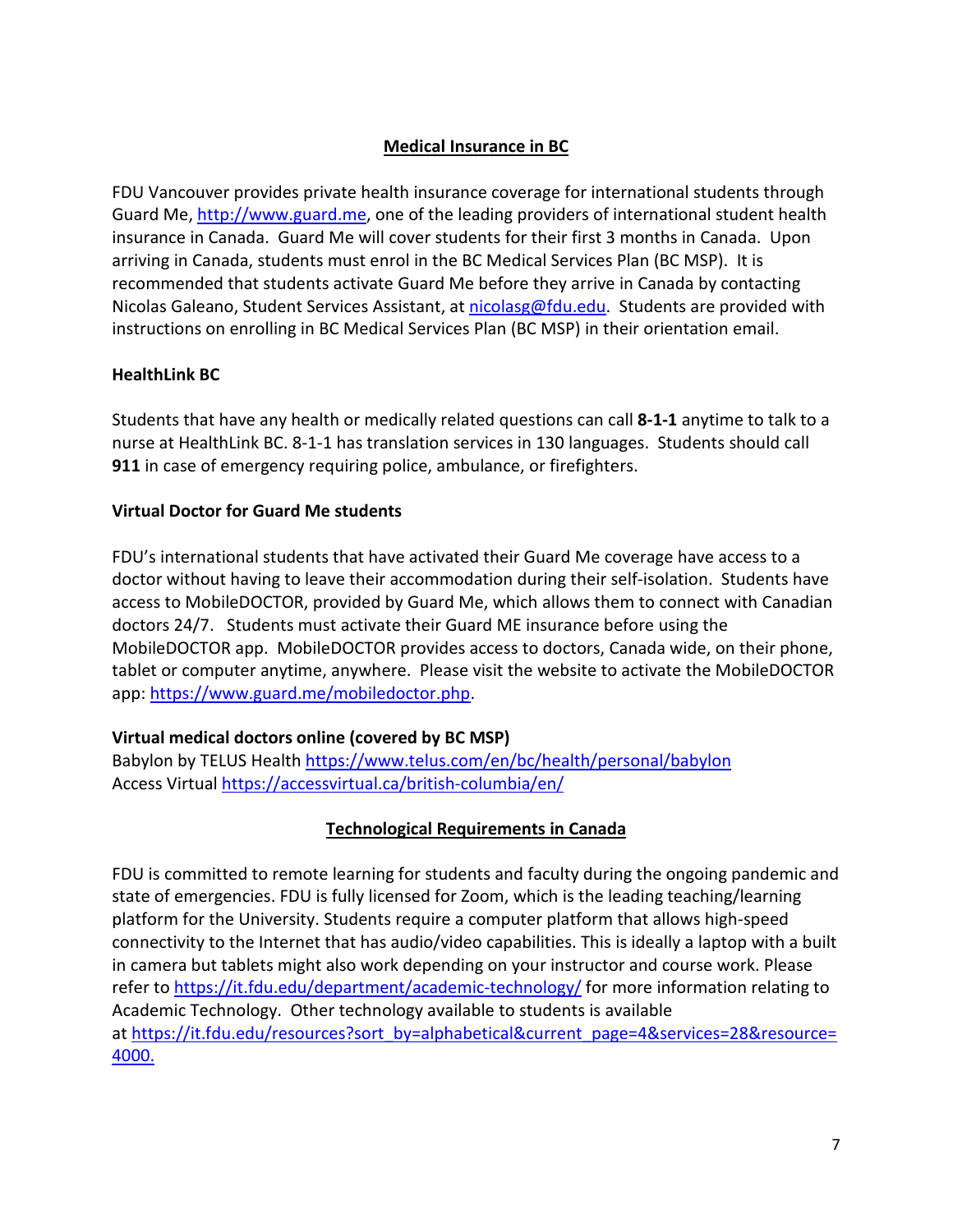## Medical Insurance in BC

FDU Vancouver provides private health insurance coverage for international students through Guard Me, [http://www.guard.me](http://www.guard.me), one of the leading providers of international student health insurance in Canada. Guard Me will cover students for their first 3 months in Canada. Upon arriving in Canada, students must enrol in the BC Medical Services Plan (BC MSP). It is recommended that students activate Guard Me before they arrive in Canada by contacting Nicolas Galeano, Student Services Assistant, at [nicolasg@fdu.edu](mailto:nicolasg@fdu.edu). Students are provided with instructions on enrolling in BC Medical Services Plan (BC MSP) in their orientation email.

### HealthLink BC

Students that have any health or medically related questions can call **8-1-1** anytime to talk to a nurse at HealthLink BC. 8-1-1 has translation services in 130 languages. Students should call **911** in case of emergency requiring police, ambulance, or firefighters.

### Virtual Doctor for Guard Me students

FDU's international students that have activated their Guard Me coverage have access to a doctor without having to leave their accommodation during their self-isolation. Students have access to MobileDOCTOR, provided by Guard Me, which allows them to connect with Canadian doctors 24/7. Students must activate their Guard ME insurance before using the MobileDOCTOR app. MobileDOCTOR provides access to doctors, Canada wide, on their phone, tablet or computer anytime, anywhere. Please visit the website to activate the MobileDOCTOR app: [https://www.guard.me/mobiledoctor.php](https://www.guard.me/mobiledoctor.php).

### Virtual medical doctors online (covered by BC MSP)

Babylon by TELUS Health [https://www.telus.com/en/bc/health/personal/babylon](https://www.telus.com/en/bc/health/personal/babylon)
Access Virtual [https://accessvirtual.ca/british-columbia/en/](https://accessvirtual.ca/british-columbia/en/)

## Technological Requirements in Canada

FDU is committed to remote learning for students and faculty during the ongoing pandemic and state of emergencies. FDU is fully licensed for Zoom, which is the leading teaching/learning platform for the University. Students require a computer platform that allows high-speed connectivity to the Internet that has audio/video capabilities. This is ideally a laptop with a built in camera but tablets might also work depending on your instructor and course work. Please refer to [https://it.fdu.edu/department/academic-technology/](https://it.fdu.edu/department/academic-technology/) for more information relating to Academic Technology. Other technology available to students is available at [https://it.fdu.edu/resources?sort_by=alphabetical&current_page=4&services=28&resource=4000.](https://it.fdu.edu/resources?sort_by=alphabetical&current_page=4&services=28&resource=4000)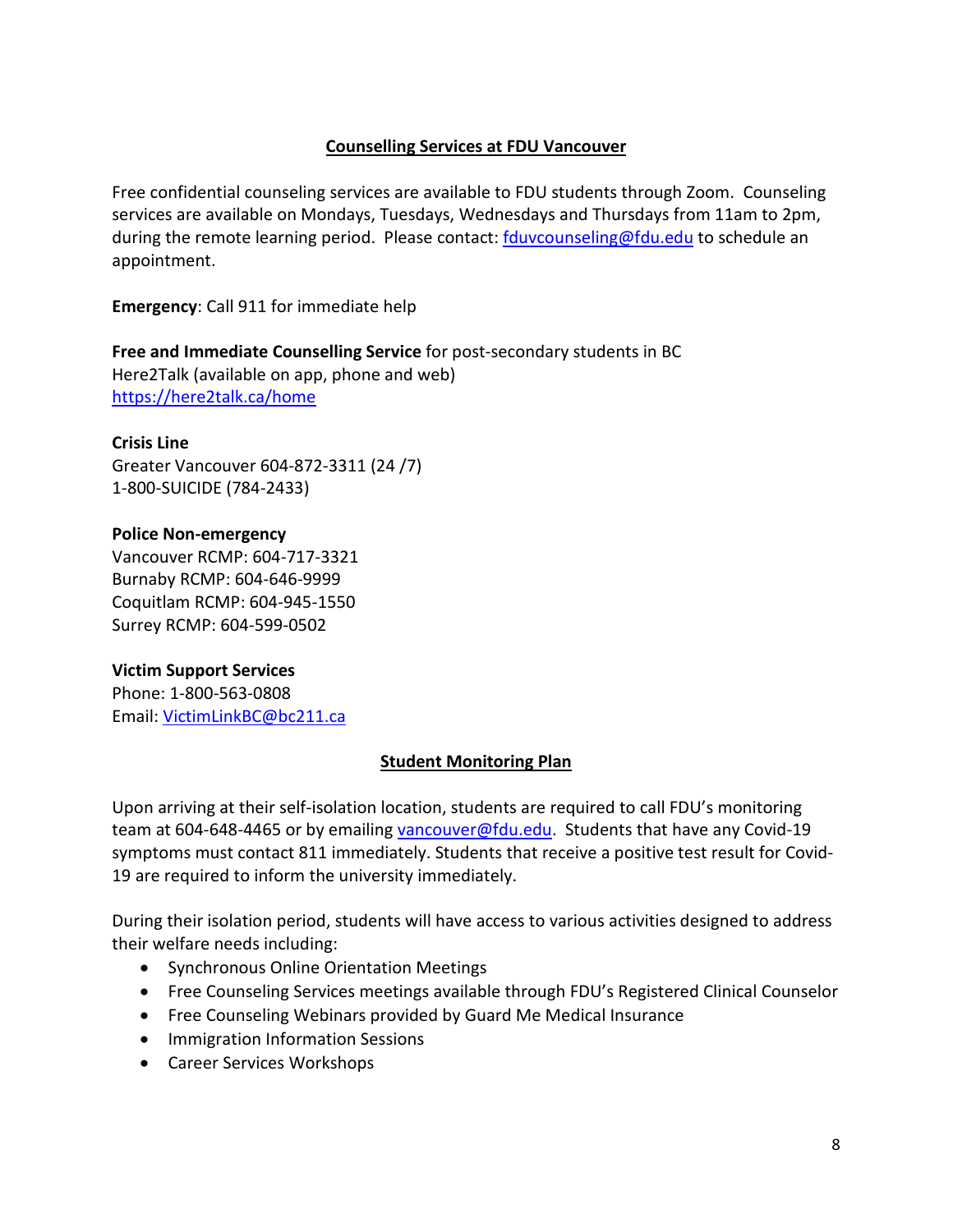## Counselling Services at FDU Vancouver

Free confidential counseling services are available to FDU students through Zoom. Counseling services are available on Mondays, Tuesdays, Wednesdays and Thursdays from 11am to 2pm, during the remote learning period. Please contact: fduvcounseling@fdu.edu to schedule an appointment.

**Emergency**: Call 911 for immediate help

**Free and Immediate Counselling Service** for post-secondary students in BC
Here2Talk (available on app, phone and web)
https://here2talk.ca/home

**Crisis Line**
Greater Vancouver 604-872-3311 (24 /7)
1-800-SUICIDE (784-2433)

**Police Non-emergency**
Vancouver RCMP: 604-717-3321
Burnaby RCMP: 604-646-9999
Coquitlam RCMP: 604-945-1550
Surrey RCMP: 604-599-0502

**Victim Support Services**
Phone: 1-800-563-0808
Email: VictimLinkBC@bc211.ca

## Student Monitoring Plan

Upon arriving at their self-isolation location, students are required to call FDU's monitoring team at 604-648-4465 or by emailing vancouver@fdu.edu. Students that have any Covid-19 symptoms must contact 811 immediately. Students that receive a positive test result for Covid-19 are required to inform the university immediately.

During their isolation period, students will have access to various activities designed to address their welfare needs including:

- Synchronous Online Orientation Meetings
- Free Counseling Services meetings available through FDU's Registered Clinical Counselor
- Free Counseling Webinars provided by Guard Me Medical Insurance
- Immigration Information Sessions
- Career Services Workshops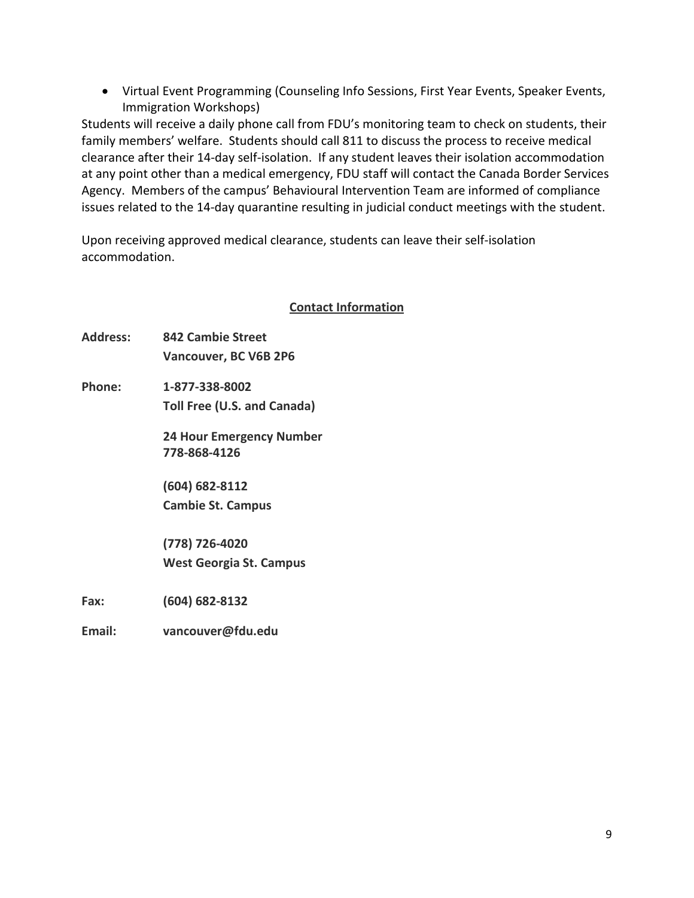- Virtual Event Programming (Counseling Info Sessions, First Year Events, Speaker Events, Immigration Workshops)

Students will receive a daily phone call from FDU's monitoring team to check on students, their family members' welfare. Students should call 811 to discuss the process to receive medical clearance after their 14-day self-isolation. If any student leaves their isolation accommodation at any point other than a medical emergency, FDU staff will contact the Canada Border Services Agency. Members of the campus' Behavioural Intervention Team are informed of compliance issues related to the 14-day quarantine resulting in judicial conduct meetings with the student.

Upon receiving approved medical clearance, students can leave their self-isolation accommodation.

## Contact Information

**Address:** **842 Cambie Street**
**Vancouver, BC V6B 2P6**

**Phone:** **1-877-338-8002**
**Toll Free (U.S. and Canada)**

**24 Hour Emergency Number**
**778-868-4126**

**(604) 682-8112**
**Cambie St. Campus**

**(778) 726-4020**
**West Georgia St. Campus**

**Fax:** **(604) 682-8132**

**Email:** **vancouver@fdu.edu**